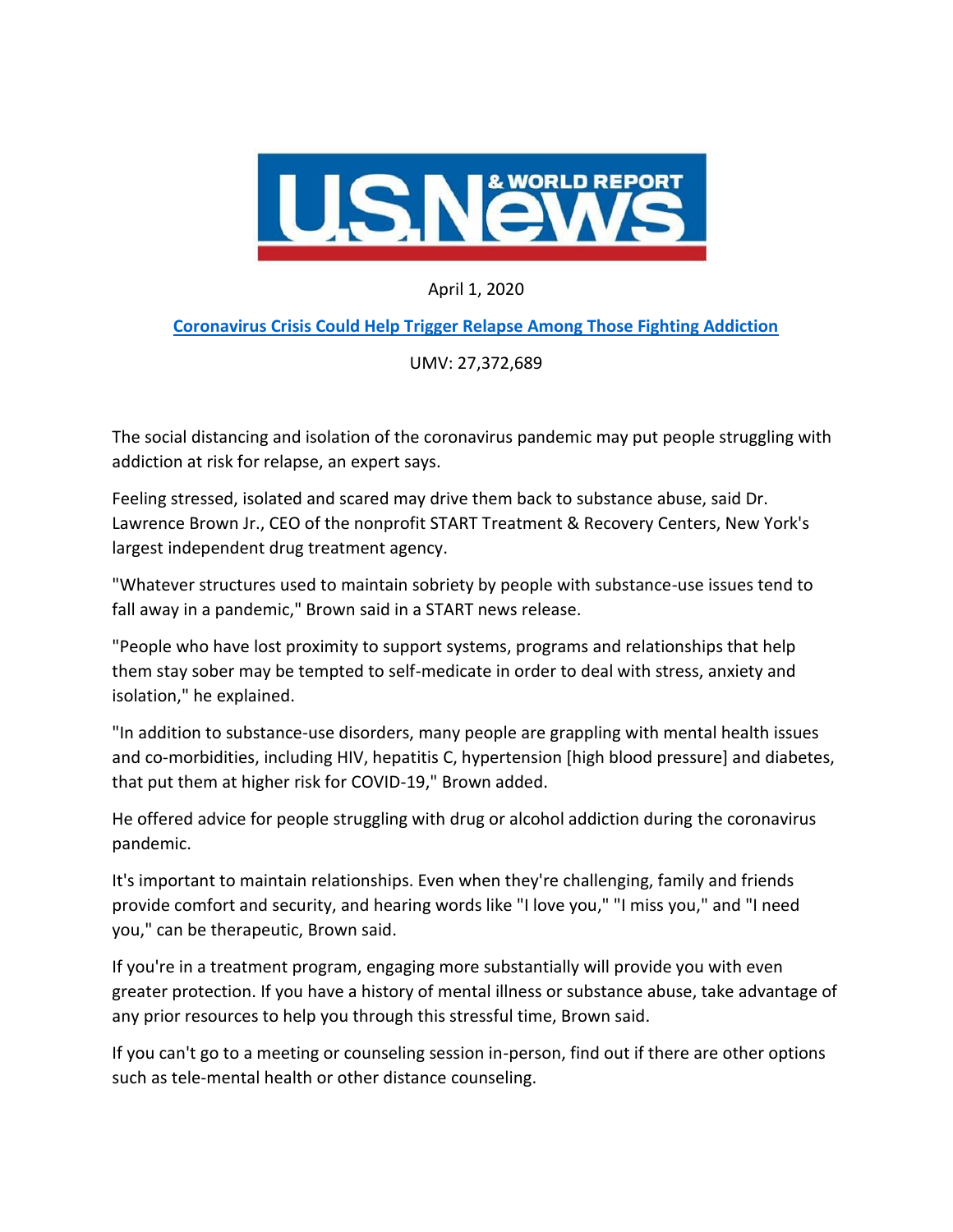U.S. News & World Report

April 1, 2020

[Coronavirus Crisis Could Help Trigger Relapse Among Those Fighting Addiction]

UMV: 27,372,689

The social distancing and isolation of the coronavirus pandemic may put people struggling with addiction at risk for relapse, an expert says.

Feeling stressed, isolated and scared may drive them back to substance abuse, said Dr. Lawrence Brown Jr., CEO of the nonprofit START Treatment & Recovery Centers, New York's largest independent drug treatment agency.

"Whatever structures used to maintain sobriety by people with substance-use issues tend to fall away in a pandemic," Brown said in a START news release.

"People who have lost proximity to support systems, programs and relationships that help them stay sober may be tempted to self-medicate in order to deal with stress, anxiety and isolation," he explained.

"In addition to substance-use disorders, many people are grappling with mental health issues and co-morbidities, including HIV, hepatitis C, hypertension [high blood pressure] and diabetes, that put them at higher risk for COVID-19," Brown added.

He offered advice for people struggling with drug or alcohol addiction during the coronavirus pandemic.

It's important to maintain relationships. Even when they're challenging, family and friends provide comfort and security, and hearing words like "I love you," "I miss you," and "I need you," can be therapeutic, Brown said.

If you're in a treatment program, engaging more substantially will provide you with even greater protection. If you have a history of mental illness or substance abuse, take advantage of any prior resources to help you through this stressful time, Brown said.

If you can't go to a meeting or counseling session in-person, find out if there are other options such as tele-mental health or other distance counseling.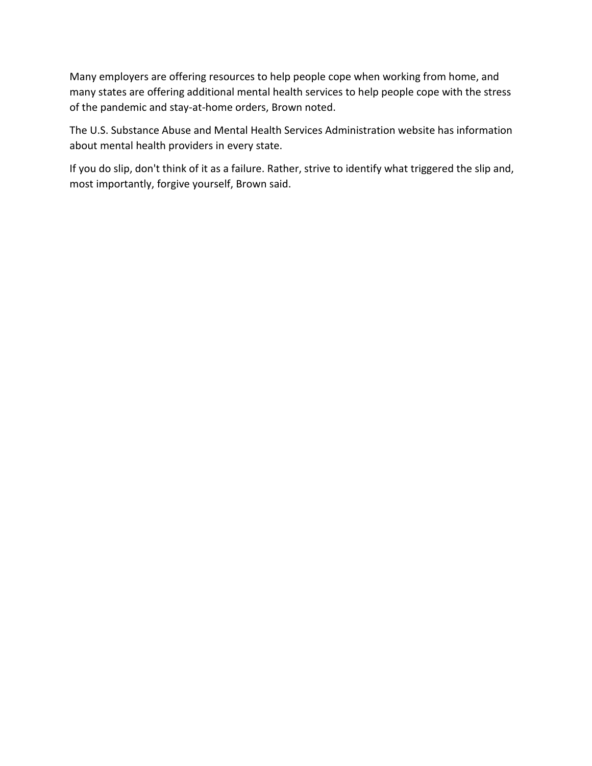Many employers are offering resources to help people cope when working from home, and many states are offering additional mental health services to help people cope with the stress of the pandemic and stay-at-home orders, Brown noted.

The U.S. Substance Abuse and Mental Health Services Administration website has information about mental health providers in every state.

If you do slip, don't think of it as a failure. Rather, strive to identify what triggered the slip and, most importantly, forgive yourself, Brown said.